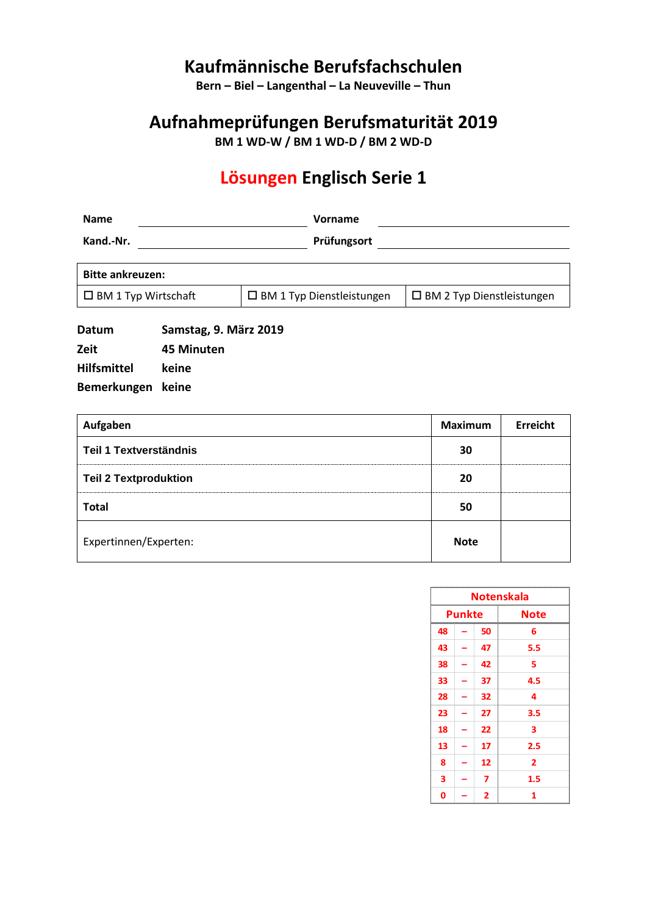# Kaufmännische Berufsfachschulen

**Bern – Biel – Langenthal – La Neuveville – Thun**

## Aufnahmeprüfungen Berufsmaturität 2019

**BM 1 WD-W / BM 1 WD-D / BM 2 WD-D**

## Lösungen Englisch Serie 1

| **Name** | | **Vorname** | |
|---|---|---|---|
| **Kand.-Nr.** | | **Prüfungsort** | |

| **Bitte ankreuzen:** | | |
|---|---|---|
| ☐ BM 1 Typ Wirtschaft | ☐ BM 1 Typ Dienstleistungen | ☐ BM 2 Typ Dienstleistungen |

| | |
|---|---|
| **Datum** | **Samstag, 9. März 2019** |
| **Zeit** | **45 Minuten** |
| **Hilfsmittel** | **keine** |
| **Bemerkungen** | **keine** |

| **Aufgaben** | **Maximum** | **Erreicht** |
|---|---|---|
| **Teil 1 Textverständnis** | **30** | |
| **Teil 2 Textproduktion** | **20** | |
| **Total** | **50** | |
| Expertinnen/Experten: | **Note** | |

| **Notenskala** | |
|---|---|
| **Punkte** | **Note** |
| 48 – 50 | 6 |
| 43 – 47 | 5.5 |
| 38 – 42 | 5 |
| 33 – 37 | 4.5 |
| 28 – 32 | 4 |
| 23 – 27 | 3.5 |
| 18 – 22 | 3 |
| 13 – 17 | 2.5 |
| 8 – 12 | 2 |
| 3 – 7 | 1.5 |
| 0 – 2 | 1 |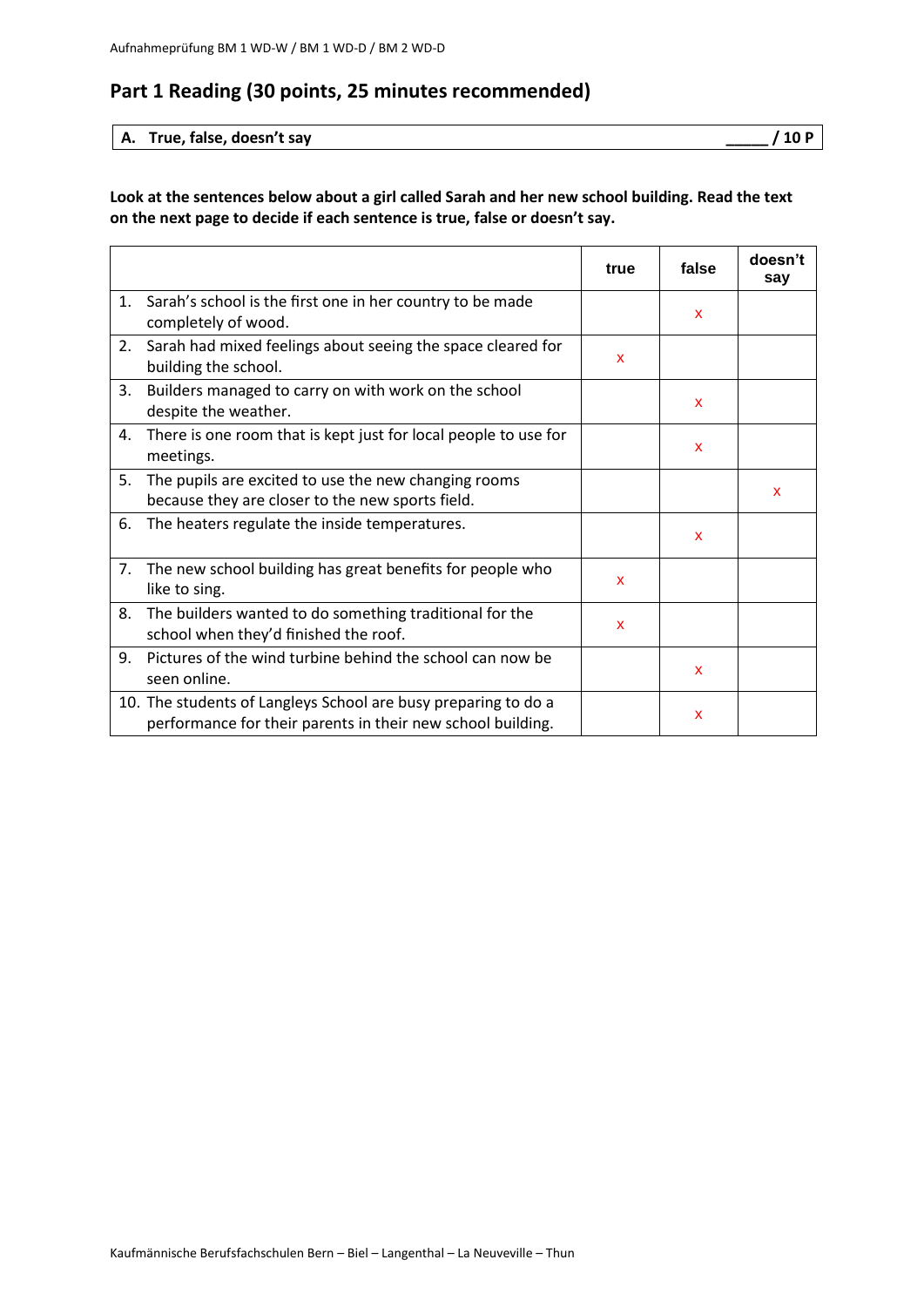## Part 1 Reading (30 points, 25 minutes recommended)

| A. True, false, doesn't say | _____ / 10 P |
|---|---|

**Look at the sentences below about a girl called Sarah and her new school building. Read the text on the next page to decide if each sentence is true, false or doesn't say.**

| | true | false | doesn't say |
|---|---|---|---|
| 1. Sarah's school is the first one in her country to be made completely of wood. | | x | |
| 2. Sarah had mixed feelings about seeing the space cleared for building the school. | x | | |
| 3. Builders managed to carry on with work on the school despite the weather. | | x | |
| 4. There is one room that is kept just for local people to use for meetings. | | x | |
| 5. The pupils are excited to use the new changing rooms because they are closer to the new sports field. | | | x |
| 6. The heaters regulate the inside temperatures. | | x | |
| 7. The new school building has great benefits for people who like to sing. | x | | |
| 8. The builders wanted to do something traditional for the school when they'd finished the roof. | x | | |
| 9. Pictures of the wind turbine behind the school can now be seen online. | | x | |
| 10. The students of Langleys School are busy preparing to do a performance for their parents in their new school building. | | x | |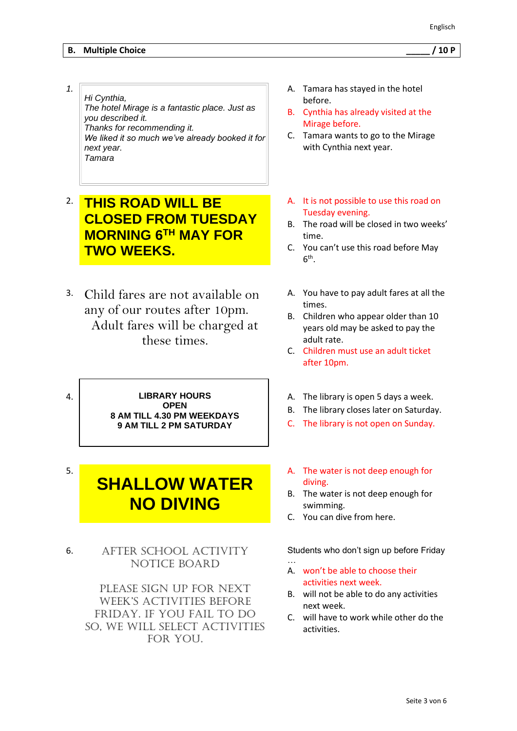## B. Multiple Choice _____ / 10 P

1.

> *Hi Cynthia,*
> *The hotel Mirage is a fantastic place. Just as you described it.*
> *Thanks for recommending it.*
> *We liked it so much we've already booked it for next year.*
> *Tamara*

A. Tamara has stayed in the hotel before.
B. Cynthia has already visited at the Mirage before.
C. Tamara wants to go to the Mirage with Cynthia next year.

2.

**THIS ROAD WILL BE CLOSED FROM TUESDAY MORNING 6TH MAY FOR TWO WEEKS.**

A. It is not possible to use this road on Tuesday evening.
B. The road will be closed in two weeks' time.
C. You can't use this road before May 6th.

3.

Child fares are not available on any of our routes after 10pm. Adult fares will be charged at these times.

A. You have to pay adult fares at all the times.
B. Children who appear older than 10 years old may be asked to pay the adult rate.
C. Children must use an adult ticket after 10pm.

4.

**LIBRARY HOURS**
**OPEN**
**8 AM TILL 4.30 PM WEEKDAYS**
**9 AM TILL 2 PM SATURDAY**

A. The library is open 5 days a week.
B. The library closes later on Saturday.
C. The library is not open on Sunday.

5.

**SHALLOW WATER**
**NO DIVING**

A. The water is not deep enough for diving.
B. The water is not deep enough for swimming.
C. You can dive from here.

6.

AFTER SCHOOL ACTIVITY NOTICE BOARD

PLEASE SIGN UP FOR NEXT WEEK'S ACTIVITIES BEFORE FRIDAY. IF YOU FAIL TO DO SO, WE WILL SELECT ACTIVITIES FOR YOU.

Students who don't sign up before Friday …

A. won't be able to choose their activities next week.
B. will not be able to do any activities next week.
C. will have to work while other do the activities.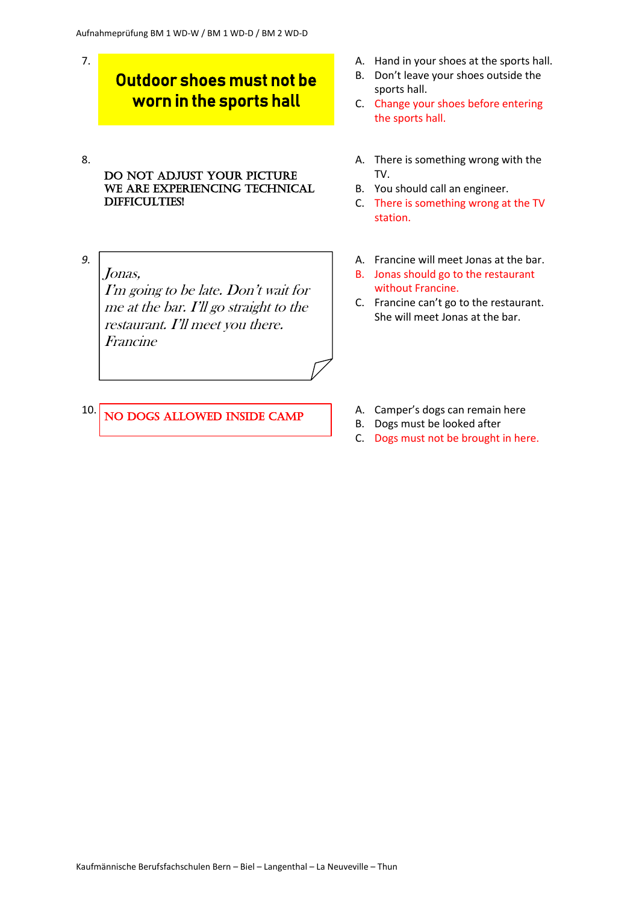7. **Outdoor shoes must not be worn in the sports hall**

A. Hand in your shoes at the sports hall.
B. Don't leave your shoes outside the sports hall.
C. Change your shoes before entering the sports hall.

8. DO NOT ADJUST YOUR PICTURE
WE ARE EXPERIENCING TECHNICAL DIFFICULTIES!

A. There is something wrong with the TV.
B. You should call an engineer.
C. There is something wrong at the TV station.

9. *Jonas,*
*I'm going to be late. Don't wait for me at the bar. I'll go straight to the restaurant. I'll meet you there.*
*Francine*

A. Francine will meet Jonas at the bar.
B. Jonas should go to the restaurant without Francine.
C. Francine can't go to the restaurant. She will meet Jonas at the bar.

10. NO DOGS ALLOWED INSIDE CAMP

A. Camper's dogs can remain here
B. Dogs must be looked after
C. Dogs must not be brought in here.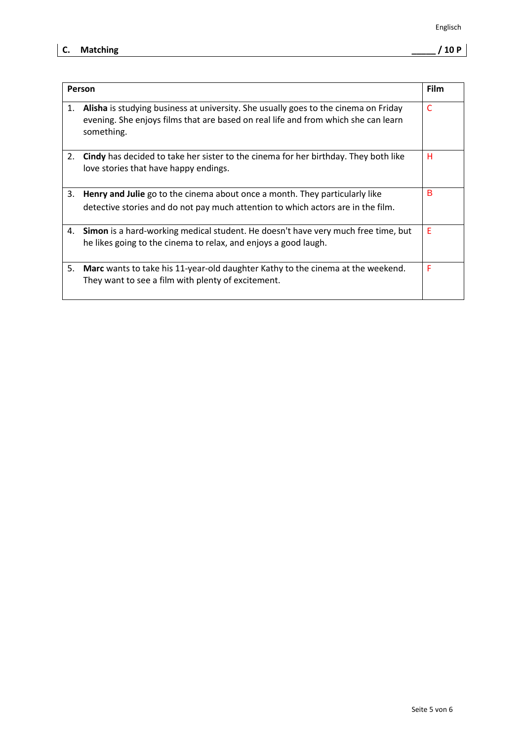## C. Matching _____ / 10 P

| Person | Film |
| --- | --- |
| 1. **Alisha** is studying business at university. She usually goes to the cinema on Friday evening. She enjoys films that are based on real life and from which she can learn something. | C |
| 2. **Cindy** has decided to take her sister to the cinema for her birthday. They both like love stories that have happy endings. | H |
| 3. **Henry and Julie** go to the cinema about once a month. They particularly like detective stories and do not pay much attention to which actors are in the film. | B |
| 4. **Simon** is a hard-working medical student. He doesn't have very much free time, but he likes going to the cinema to relax, and enjoys a good laugh. | E |
| 5. **Marc** wants to take his 11-year-old daughter Kathy to the cinema at the weekend. They want to see a film with plenty of excitement. | F |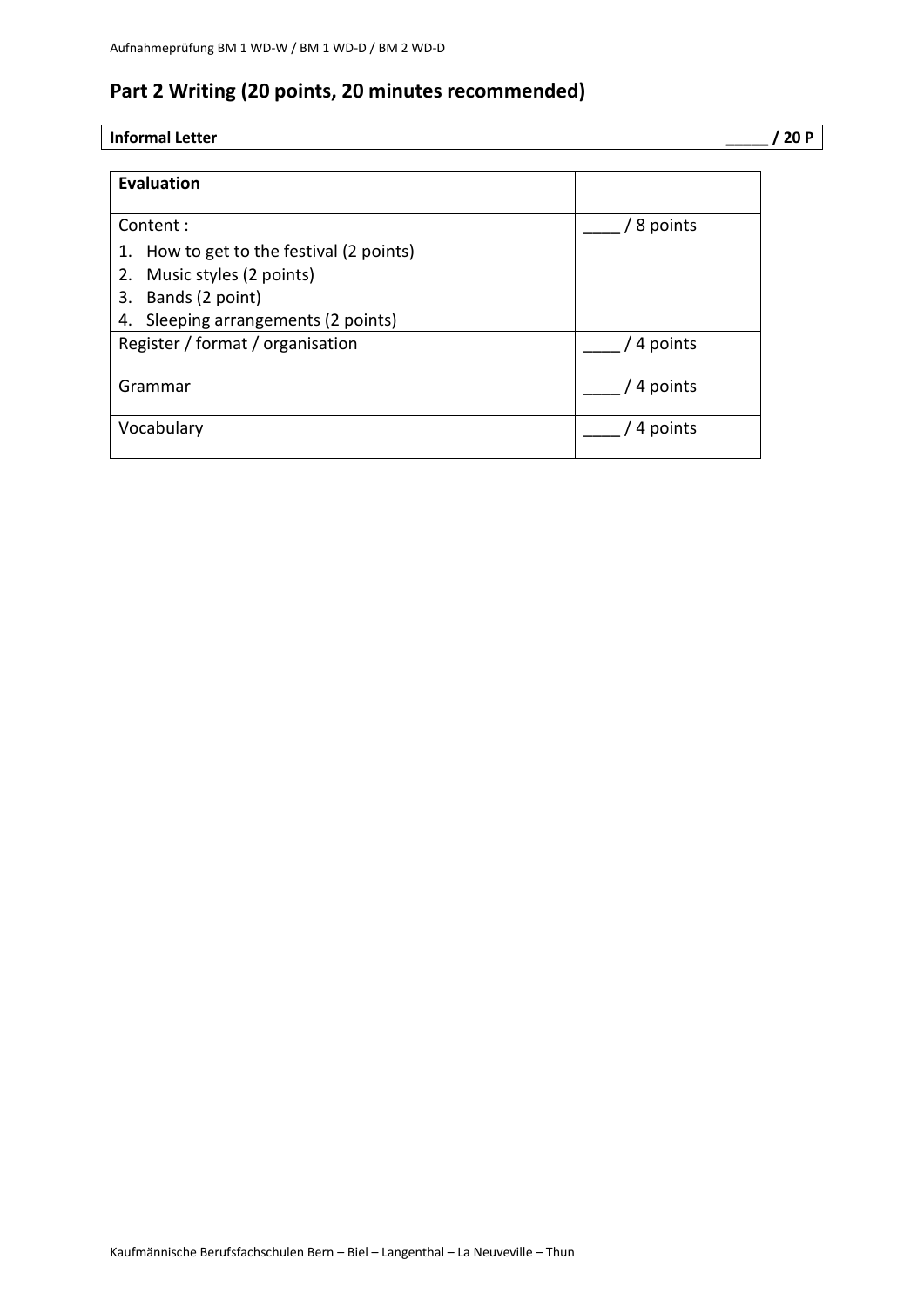## Part 2 Writing (20 points, 20 minutes recommended)

| **Informal Letter** | **_____ / 20 P** |
| --- | --- |

| **Evaluation** | |
| --- | --- |
| Content :<br>1. How to get to the festival (2 points)<br>2. Music styles (2 points)<br>3. Bands (2 point)<br>4. Sleeping arrangements (2 points) | ____ / 8 points |
| Register / format / organisation | ____ / 4 points |
| Grammar | ____ / 4 points |
| Vocabulary | ____ / 4 points |